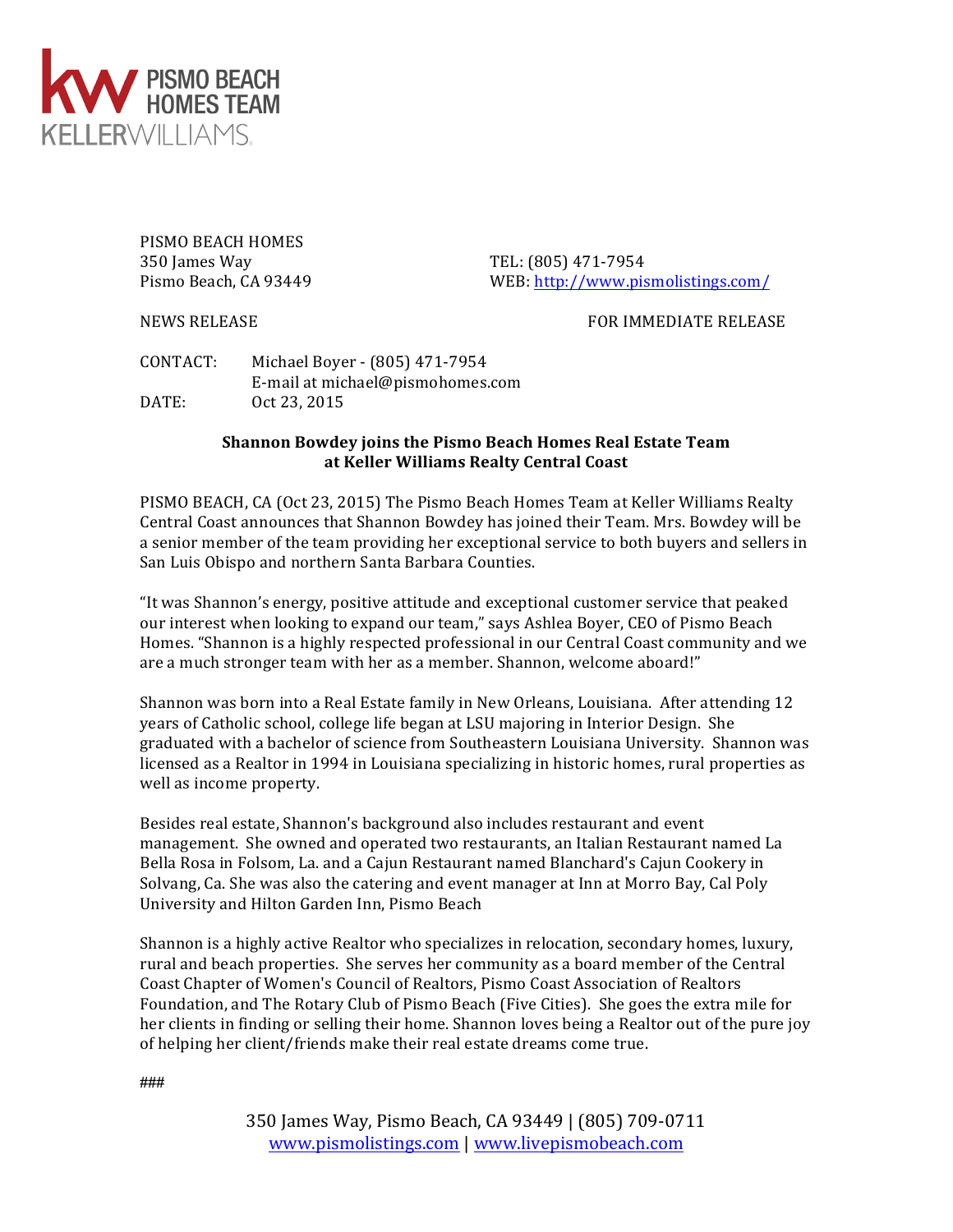KW PISMO BEACH HOMES TEAM
KELLERWILLIAMS.

PISMO BEACH HOMES
350 James Way
Pismo Beach, CA 93449

TEL: (805) 471-7954
WEB: http://www.pismolistings.com/

NEWS RELEASE

FOR IMMEDIATE RELEASE

CONTACT: Michael Boyer - (805) 471-7954
E-mail at michael@pismohomes.com
DATE: Oct 23, 2015

**Shannon Bowdey joins the Pismo Beach Homes Real Estate Team at Keller Williams Realty Central Coast**

PISMO BEACH, CA (Oct 23, 2015) The Pismo Beach Homes Team at Keller Williams Realty Central Coast announces that Shannon Bowdey has joined their Team. Mrs. Bowdey will be a senior member of the team providing her exceptional service to both buyers and sellers in San Luis Obispo and northern Santa Barbara Counties.

"It was Shannon's energy, positive attitude and exceptional customer service that peaked our interest when looking to expand our team," says Ashlea Boyer, CEO of Pismo Beach Homes. "Shannon is a highly respected professional in our Central Coast community and we are a much stronger team with her as a member. Shannon, welcome aboard!"

Shannon was born into a Real Estate family in New Orleans, Louisiana. After attending 12 years of Catholic school, college life began at LSU majoring in Interior Design. She graduated with a bachelor of science from Southeastern Louisiana University. Shannon was licensed as a Realtor in 1994 in Louisiana specializing in historic homes, rural properties as well as income property.

Besides real estate, Shannon's background also includes restaurant and event management. She owned and operated two restaurants, an Italian Restaurant named La Bella Rosa in Folsom, La. and a Cajun Restaurant named Blanchard's Cajun Cookery in Solvang, Ca. She was also the catering and event manager at Inn at Morro Bay, Cal Poly University and Hilton Garden Inn, Pismo Beach

Shannon is a highly active Realtor who specializes in relocation, secondary homes, luxury, rural and beach properties. She serves her community as a board member of the Central Coast Chapter of Women's Council of Realtors, Pismo Coast Association of Realtors Foundation, and The Rotary Club of Pismo Beach (Five Cities). She goes the extra mile for her clients in finding or selling their home. Shannon loves being a Realtor out of the pure joy of helping her client/friends make their real estate dreams come true.

###

350 James Way, Pismo Beach, CA 93449 | (805) 709-0711
www.pismolistings.com | www.livepismobeach.com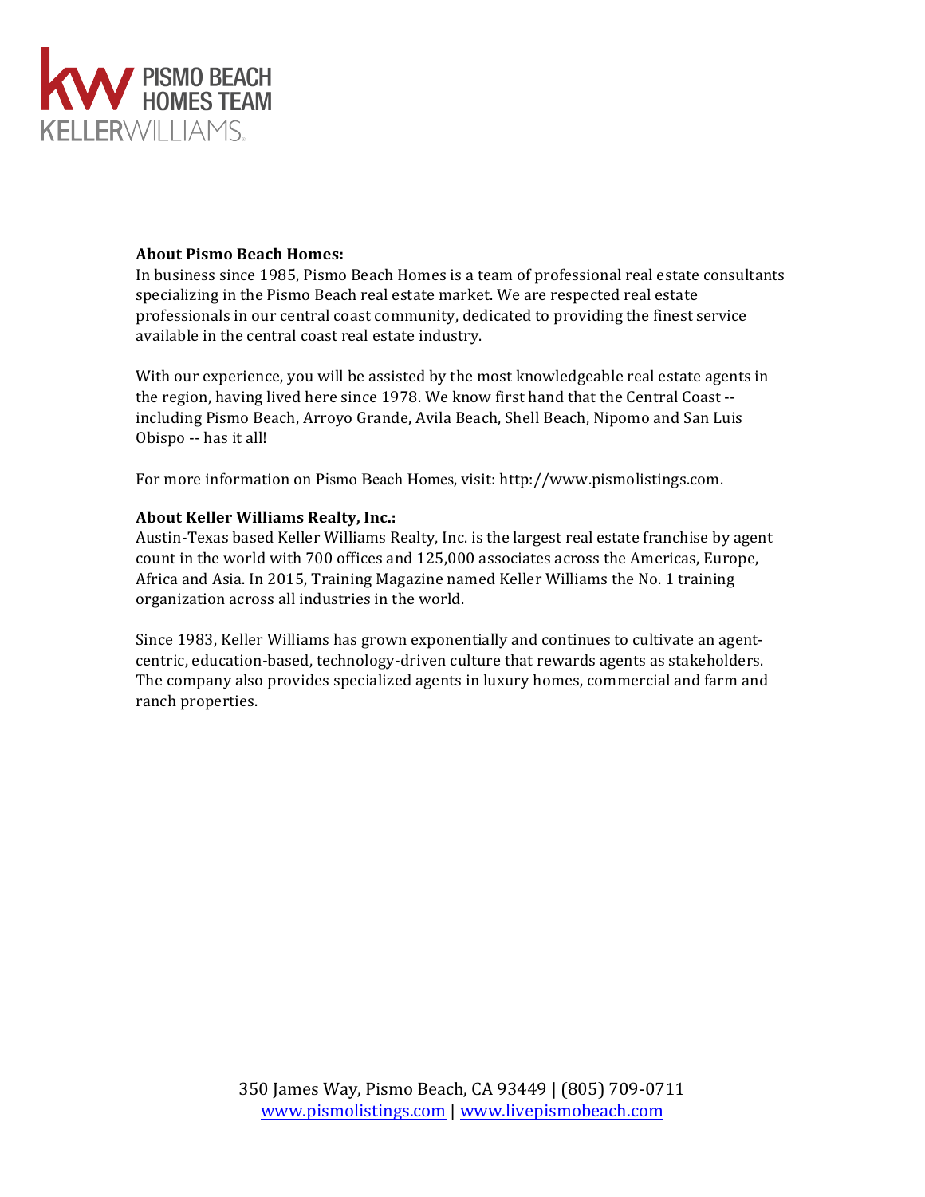PISMO BEACH HOMES TEAM
KELLERWILLIAMS

**About Pismo Beach Homes:**
In business since 1985, Pismo Beach Homes is a team of professional real estate consultants specializing in the Pismo Beach real estate market. We are respected real estate professionals in our central coast community, dedicated to providing the finest service available in the central coast real estate industry.

With our experience, you will be assisted by the most knowledgeable real estate agents in the region, having lived here since 1978. We know first hand that the Central Coast -- including Pismo Beach, Arroyo Grande, Avila Beach, Shell Beach, Nipomo and San Luis Obispo -- has it all!

For more information on Pismo Beach Homes, visit: http://www.pismolistings.com.

**About Keller Williams Realty, Inc.:**
Austin-Texas based Keller Williams Realty, Inc. is the largest real estate franchise by agent count in the world with 700 offices and 125,000 associates across the Americas, Europe, Africa and Asia. In 2015, Training Magazine named Keller Williams the No. 1 training organization across all industries in the world.

Since 1983, Keller Williams has grown exponentially and continues to cultivate an agent-centric, education-based, technology-driven culture that rewards agents as stakeholders. The company also provides specialized agents in luxury homes, commercial and farm and ranch properties.

350 James Way, Pismo Beach, CA 93449 | (805) 709-0711
www.pismolistings.com | www.livepismobeach.com